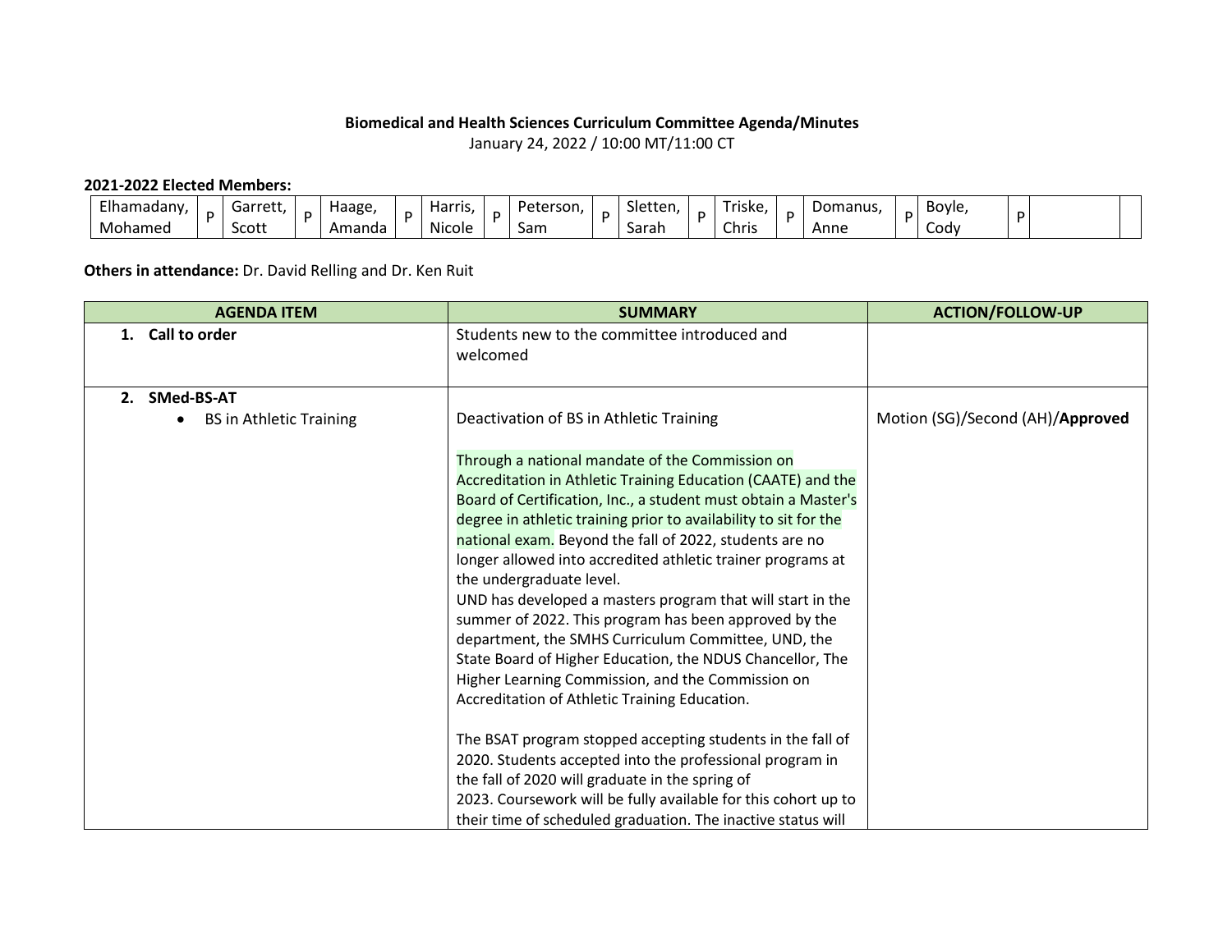**Biomedical and Health Sciences Curriculum Committee Agenda/Minutes**

January 24, 2022 / 10:00 MT/11:00 CT

**2021-2022 Elected Members:**

| Elhamadany, Mohamed | P | Garrett, Scott | P | Haage, Amanda | P | Harris, Nicole | P | Peterson, Sam | P | Sletten, Sarah | P | Triske, Chris | P | Domanus, Anne | P | Boyle, Cody | P | | |
|---|---|---|---|---|---|---|---|---|---|---|---|---|---|---|---|---|---|---|---|

**Others in attendance:** Dr. David Relling and Dr. Ken Ruit

| AGENDA ITEM | SUMMARY | ACTION/FOLLOW-UP |
|---|---|---|
| **1. Call to order** | Students new to the committee introduced and welcomed | |
| **2. SMed-BS-AT**<br>• BS in Athletic Training | Deactivation of BS in Athletic Training<br><br>Through a national mandate of the Commission on Accreditation in Athletic Training Education (CAATE) and the Board of Certification, Inc., a student must obtain a Master's degree in athletic training prior to availability to sit for the national exam. Beyond the fall of 2022, students are no longer allowed into accredited athletic trainer programs at the undergraduate level.<br>UND has developed a masters program that will start in the summer of 2022. This program has been approved by the department, the SMHS Curriculum Committee, UND, the State Board of Higher Education, the NDUS Chancellor, The Higher Learning Commission, and the Commission on Accreditation of Athletic Training Education.<br><br>The BSAT program stopped accepting students in the fall of 2020. Students accepted into the professional program in the fall of 2020 will graduate in the spring of 2023. Coursework will be fully available for this cohort up to their time of scheduled graduation. The inactive status will | Motion (SG)/Second (AH)/**Approved** |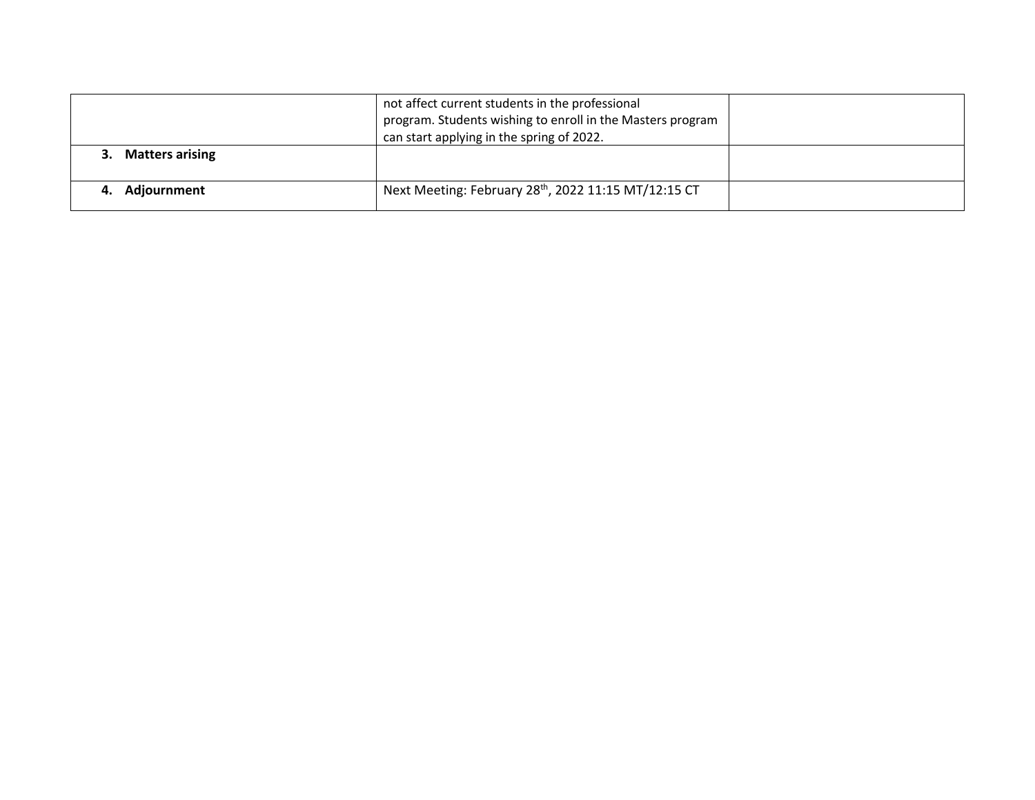| | | |
|---|---|---|
| | not affect current students in the professional program. Students wishing to enroll in the Masters program can start applying in the spring of 2022. | |
| **3. Matters arising** | | |
| **4. Adjournment** | Next Meeting: February 28th, 2022 11:15 MT/12:15 CT | |